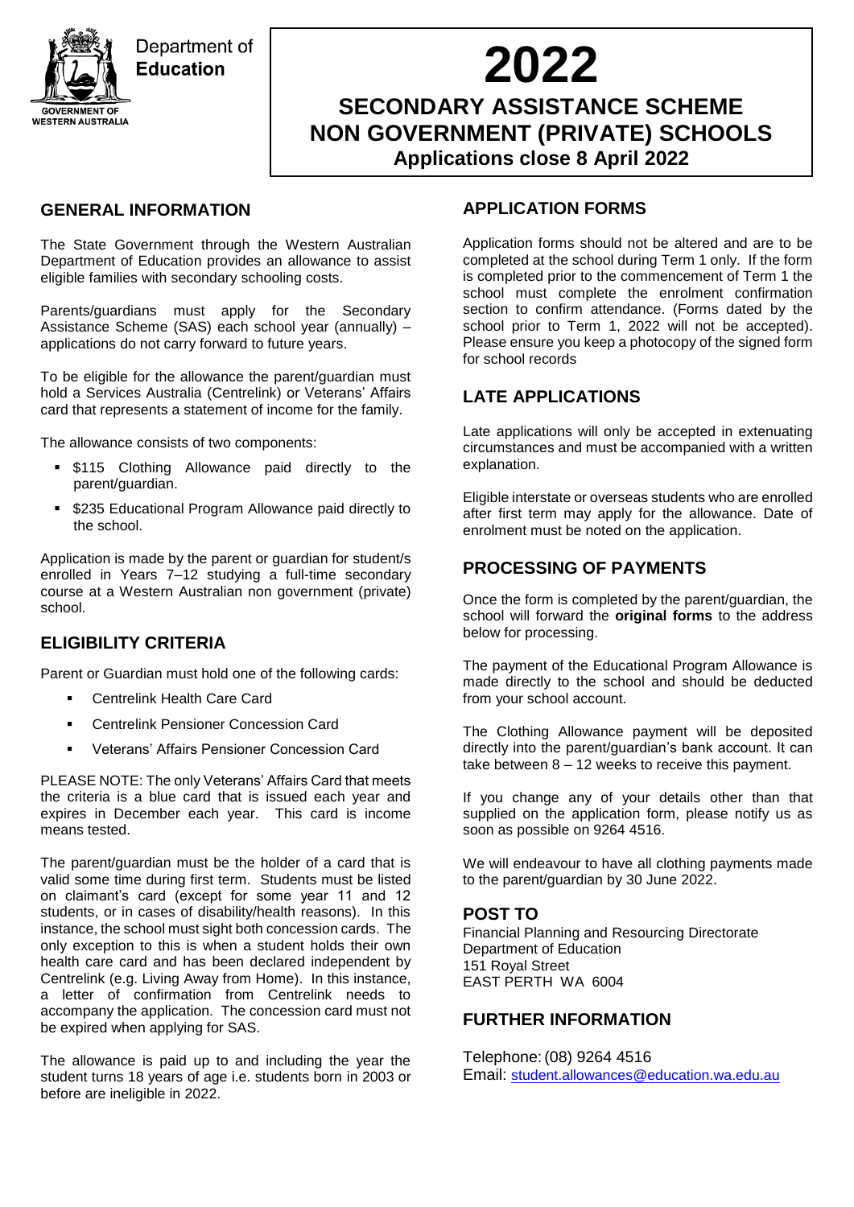Department of Education

GOVERNMENT OF WESTERN AUSTRALIA

# 2022

## SECONDARY ASSISTANCE SCHEME NON GOVERNMENT (PRIVATE) SCHOOLS

**Applications close 8 April 2022**

## GENERAL INFORMATION

The State Government through the Western Australian Department of Education provides an allowance to assist eligible families with secondary schooling costs.

Parents/guardians must apply for the Secondary Assistance Scheme (SAS) each school year (annually) – applications do not carry forward to future years.

To be eligible for the allowance the parent/guardian must hold a Services Australia (Centrelink) or Veterans' Affairs card that represents a statement of income for the family.

The allowance consists of two components:

- $115 Clothing Allowance paid directly to the parent/guardian.
- $235 Educational Program Allowance paid directly to the school.

Application is made by the parent or guardian for student/s enrolled in Years 7–12 studying a full-time secondary course at a Western Australian non government (private) school.

## ELIGIBILITY CRITERIA

Parent or Guardian must hold one of the following cards:

- Centrelink Health Care Card
- Centrelink Pensioner Concession Card
- Veterans' Affairs Pensioner Concession Card

PLEASE NOTE: The only Veterans' Affairs Card that meets the criteria is a blue card that is issued each year and expires in December each year. This card is income means tested.

The parent/guardian must be the holder of a card that is valid some time during first term. Students must be listed on claimant's card (except for some year 11 and 12 students, or in cases of disability/health reasons). In this instance, the school must sight both concession cards. The only exception to this is when a student holds their own health care card and has been declared independent by Centrelink (e.g. Living Away from Home). In this instance, a letter of confirmation from Centrelink needs to accompany the application. The concession card must not be expired when applying for SAS.

The allowance is paid up to and including the year the student turns 18 years of age i.e. students born in 2003 or before are ineligible in 2022.

## APPLICATION FORMS

Application forms should not be altered and are to be completed at the school during Term 1 only. If the form is completed prior to the commencement of Term 1 the school must complete the enrolment confirmation section to confirm attendance. (Forms dated by the school prior to Term 1, 2022 will not be accepted). Please ensure you keep a photocopy of the signed form for school records

## LATE APPLICATIONS

Late applications will only be accepted in extenuating circumstances and must be accompanied with a written explanation.

Eligible interstate or overseas students who are enrolled after first term may apply for the allowance. Date of enrolment must be noted on the application.

## PROCESSING OF PAYMENTS

Once the form is completed by the parent/guardian, the school will forward the **original forms** to the address below for processing.

The payment of the Educational Program Allowance is made directly to the school and should be deducted from your school account.

The Clothing Allowance payment will be deposited directly into the parent/guardian's bank account. It can take between 8 – 12 weeks to receive this payment.

If you change any of your details other than that supplied on the application form, please notify us as soon as possible on 9264 4516.

We will endeavour to have all clothing payments made to the parent/guardian by 30 June 2022.

## POST TO

Financial Planning and Resourcing Directorate
Department of Education
151 Royal Street
EAST PERTH WA 6004

## FURTHER INFORMATION

Telephone: (08) 9264 4516
Email: student.allowances@education.wa.edu.au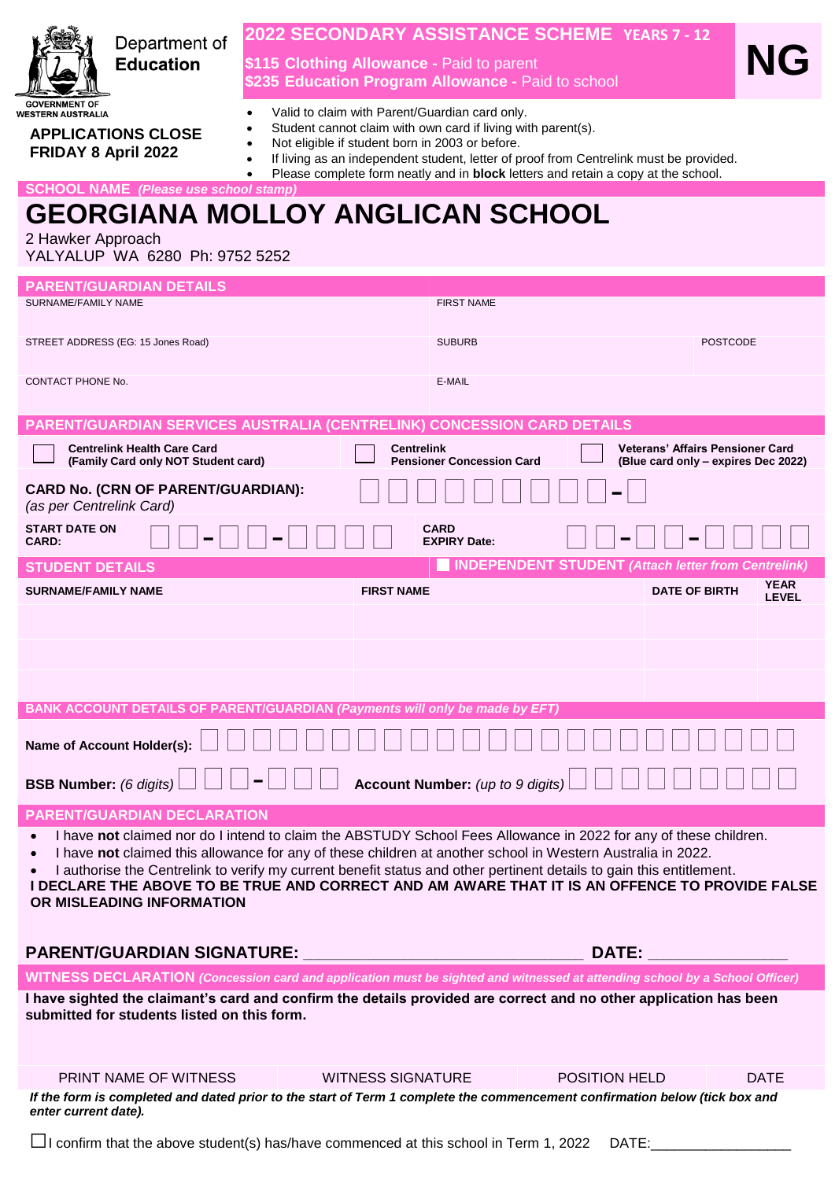Department of **Education**

GOVERNMENT OF WESTERN AUSTRALIA

**APPLICATIONS CLOSE FRIDAY 8 April 2022**

## 2022 SECONDARY ASSISTANCE SCHEME YEARS 7 - 12

**$115 Clothing Allowance** - Paid to parent
**$235 Education Program Allowance** - Paid to school

# NG

- Valid to claim with Parent/Guardian card only.
- Student cannot claim with own card if living with parent(s).
- Not eligible if student born in 2003 or before.
- If living as an independent student, letter of proof from Centrelink must be provided.
- Please complete form neatly and in **block** letters and retain a copy at the school.

**SCHOOL NAME** *(Please use school stamp)*

# GEORGIANA MOLLOY ANGLICAN SCHOOL

2 Hawker Approach
YALYALUP WA 6280 Ph: 9752 5252

## PARENT/GUARDIAN DETAILS

| SURNAME/FAMILY NAME | FIRST NAME | |
|---|---|---|
| STREET ADDRESS (EG: 15 Jones Road) | SUBURB | POSTCODE |
| CONTACT PHONE No. | E-MAIL | |

## PARENT/GUARDIAN SERVICES AUSTRALIA (CENTRELINK) CONCESSION CARD DETAILS

☐ **Centrelink Health Care Card (Family Card only NOT Student card)**
☐ **Centrelink Pensioner Concession Card**
☐ **Veterans' Affairs Pensioner Card (Blue card only – expires Dec 2022)**

**CARD No. (CRN OF PARENT/GUARDIAN):** *(as per Centrelink Card)* ☐☐☐☐☐☐☐☐☐ - ☐

**START DATE ON CARD:** ☐☐ - ☐☐ - ☐☐☐☐ **CARD EXPIRY Date:** ☐☐ - ☐☐ - ☐☐☐☐

## STUDENT DETAILS

☐ **INDEPENDENT STUDENT** *(Attach letter from Centrelink)*

| SURNAME/FAMILY NAME | FIRST NAME | DATE OF BIRTH | YEAR LEVEL |
|---|---|---|---|
| | | | |
| | | | |
| | | | |

## BANK ACCOUNT DETAILS OF PARENT/GUARDIAN *(Payments will only be made by EFT)*

**Name of Account Holder(s):** ☐☐☐☐☐☐☐☐☐☐☐☐☐☐☐☐☐☐☐☐☐☐☐

**BSB Number:** *(6 digits)* ☐☐☐ - ☐☐☐ **Account Number:** *(up to 9 digits)* ☐☐☐☐☐☐☐☐☐

## PARENT/GUARDIAN DECLARATION

- I have **not** claimed nor do I intend to claim the ABSTUDY School Fees Allowance in 2022 for any of these children.
- I have **not** claimed this allowance for any of these children at another school in Western Australia in 2022.
- I authorise the Centrelink to verify my current benefit status and other pertinent details to gain this entitlement.

**I DECLARE THE ABOVE TO BE TRUE AND CORRECT AND AM AWARE THAT IT IS AN OFFENCE TO PROVIDE FALSE OR MISLEADING INFORMATION**

**PARENT/GUARDIAN SIGNATURE:** ______________________________ **DATE:** _______________

## WITNESS DECLARATION *(Concession card and application must be sighted and witnessed at attending school by a School Officer)*

**I have sighted the claimant's card and confirm the details provided are correct and no other application has been submitted for students listed on this form.**

| PRINT NAME OF WITNESS | WITNESS SIGNATURE | POSITION HELD | DATE |
|---|---|---|---|
| | | | |

***If the form is completed and dated prior to the start of Term 1 complete the commencement confirmation below (tick box and enter current date).***

☐ I confirm that the above student(s) has/have commenced at this school in Term 1, 2022 DATE:__________________